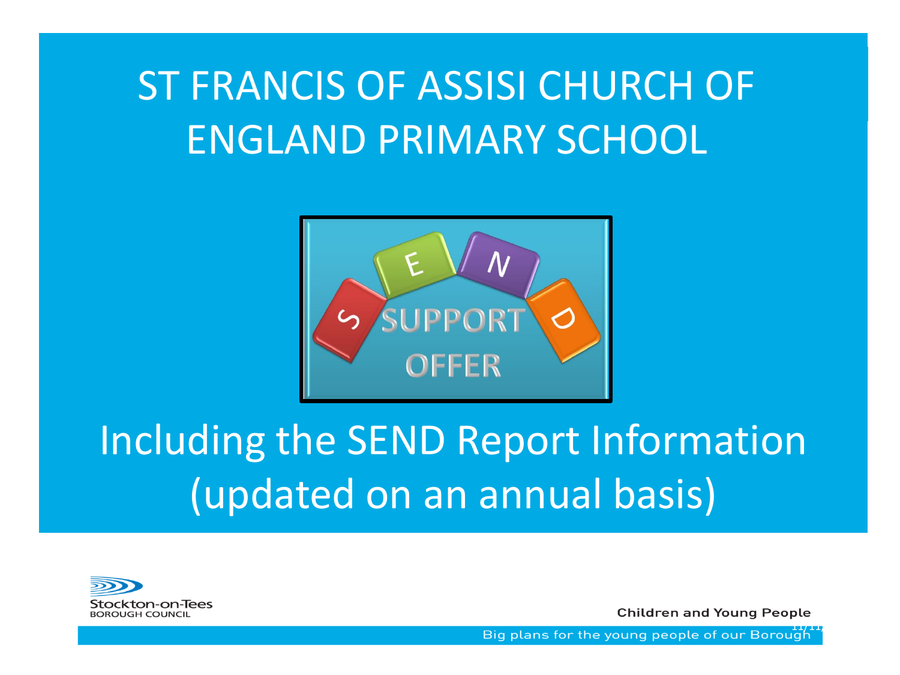# ST FRANCIS OF ASSISI CHURCH OF ENGLAND PRIMARY SCHOOL

S E N D SUPPORT OFFER

## Including the SEND Report Information (updated on an annual basis)

Stockton-on-Tees BOROUGH COUNCIL

Children and Young People

Big plans for the young people of our Borough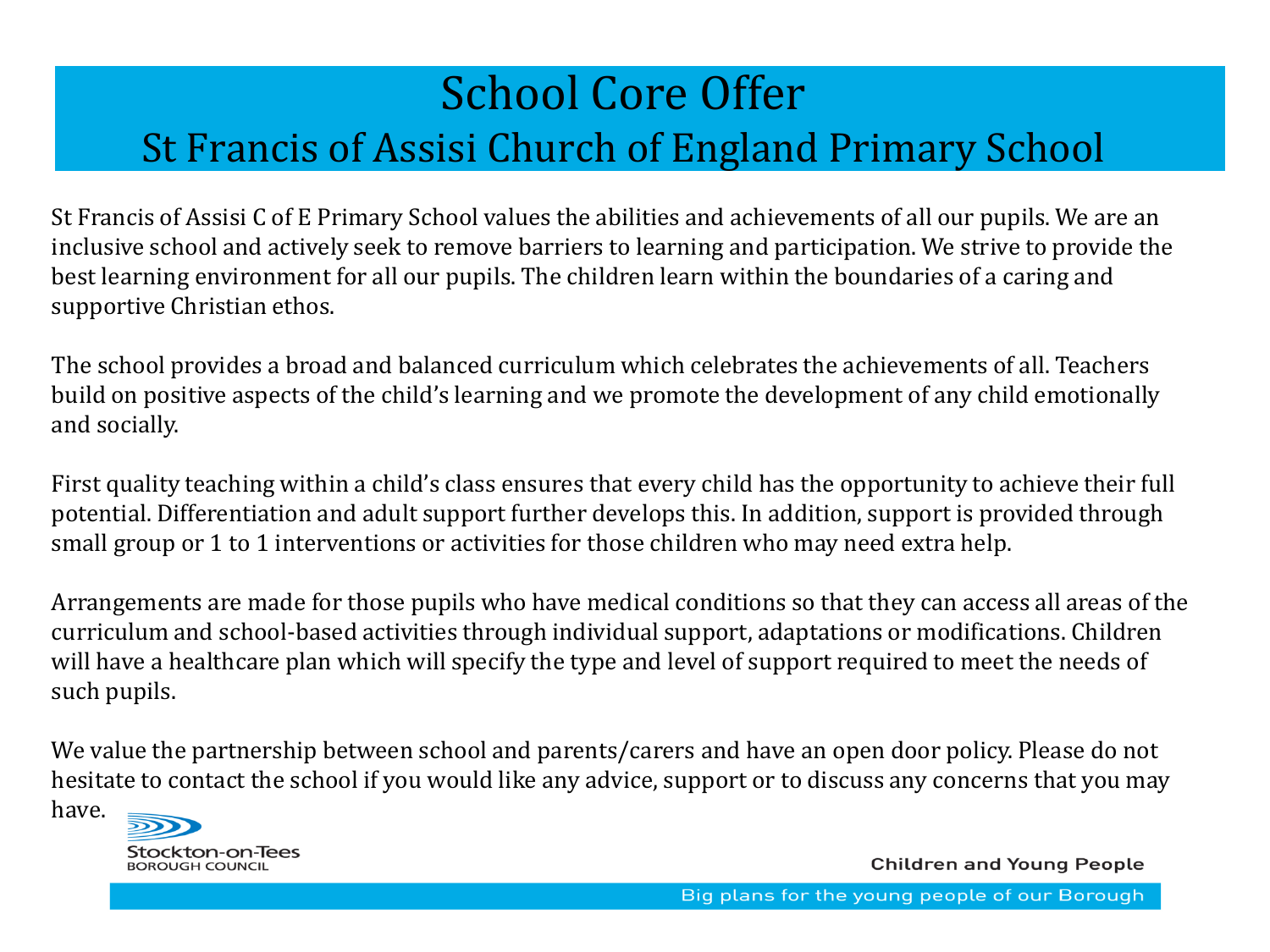# School Core Offer

## St Francis of Assisi Church of England Primary School

St Francis of Assisi C of E Primary School values the abilities and achievements of all our pupils. We are an inclusive school and actively seek to remove barriers to learning and participation. We strive to provide the best learning environment for all our pupils. The children learn within the boundaries of a caring and supportive Christian ethos.

The school provides a broad and balanced curriculum which celebrates the achievements of all. Teachers build on positive aspects of the child's learning and we promote the development of any child emotionally and socially.

First quality teaching within a child's class ensures that every child has the opportunity to achieve their full potential. Differentiation and adult support further develops this. In addition, support is provided through small group or 1 to 1 interventions or activities for those children who may need extra help.

Arrangements are made for those pupils who have medical conditions so that they can access all areas of the curriculum and school-based activities through individual support, adaptations or modifications. Children will have a healthcare plan which will specify the type and level of support required to meet the needs of such pupils.

We value the partnership between school and parents/carers and have an open door policy. Please do not hesitate to contact the school if you would like any advice, support or to discuss any concerns that you may have.

Stockton-on-Tees BOROUGH COUNCIL

Children and Young People

Big plans for the young people of our Borough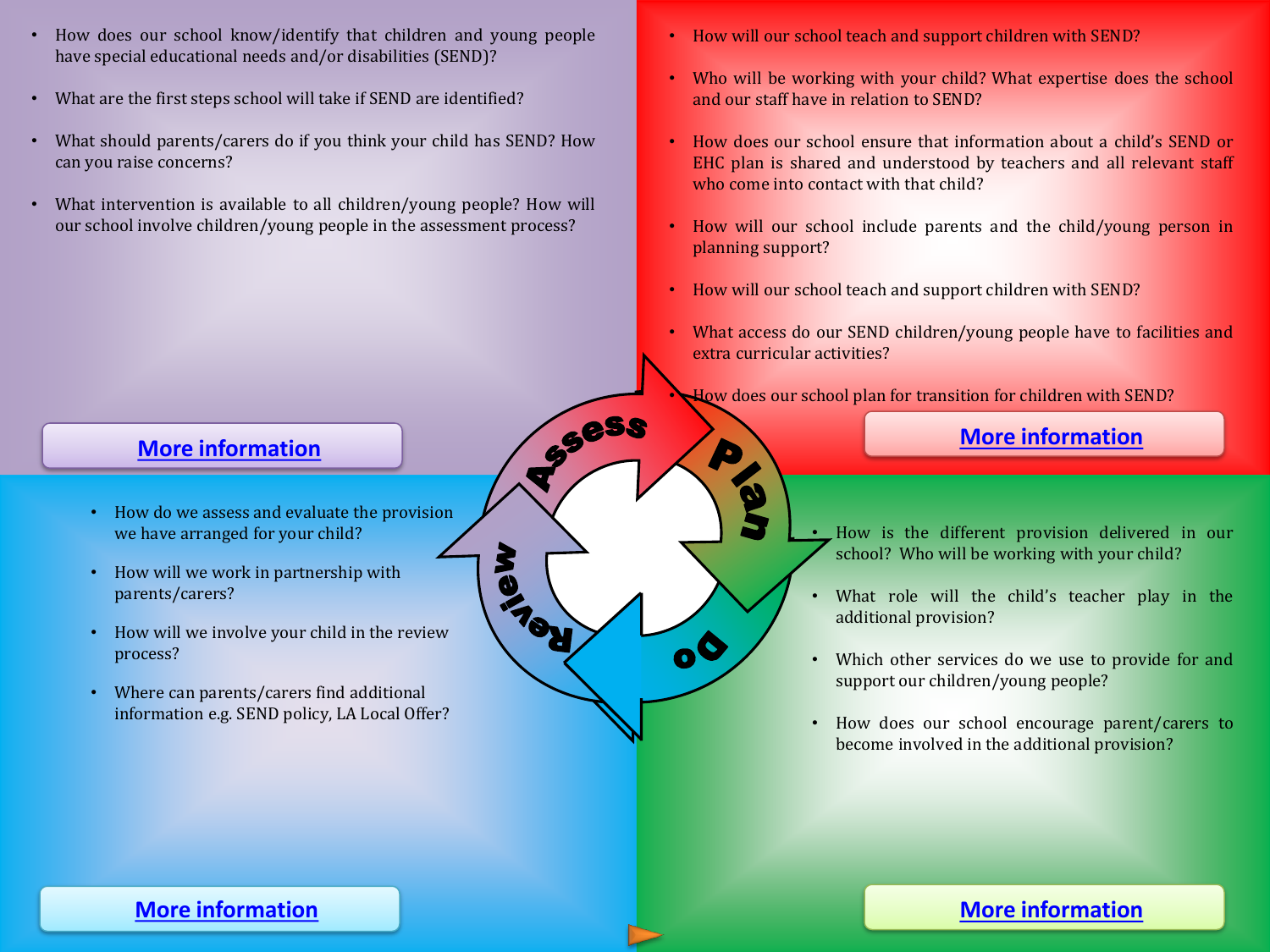## Assess

- How does our school know/identify that children and young people have special educational needs and/or disabilities (SEND)?
- What are the first steps school will take if SEND are identified?
- What should parents/carers do if you think your child has SEND? How can you raise concerns?
- What intervention is available to all children/young people? How will our school involve children/young people in the assessment process?

More information

## Plan

- How will our school teach and support children with SEND?
- Who will be working with your child? What expertise does the school and our staff have in relation to SEND?
- How does our school ensure that information about a child's SEND or EHC plan is shared and understood by teachers and all relevant staff who come into contact with that child?
- How will our school include parents and the child/young person in planning support?
- How will our school teach and support children with SEND?
- What access do our SEND children/young people have to facilities and extra curricular activities?
- How does our school plan for transition for children with SEND?

More information

## Review

- How do we assess and evaluate the provision we have arranged for your child?
- How will we work in partnership with parents/carers?
- How will we involve your child in the review process?
- Where can parents/carers find additional information e.g. SEND policy, LA Local Offer?

More information

## Do

- How is the different provision delivered in our school? Who will be working with your child?
- What role will the child's teacher play in the additional provision?
- Which other services do we use to provide for and support our children/young people?
- How does our school encourage parent/carers to become involved in the additional provision?

More information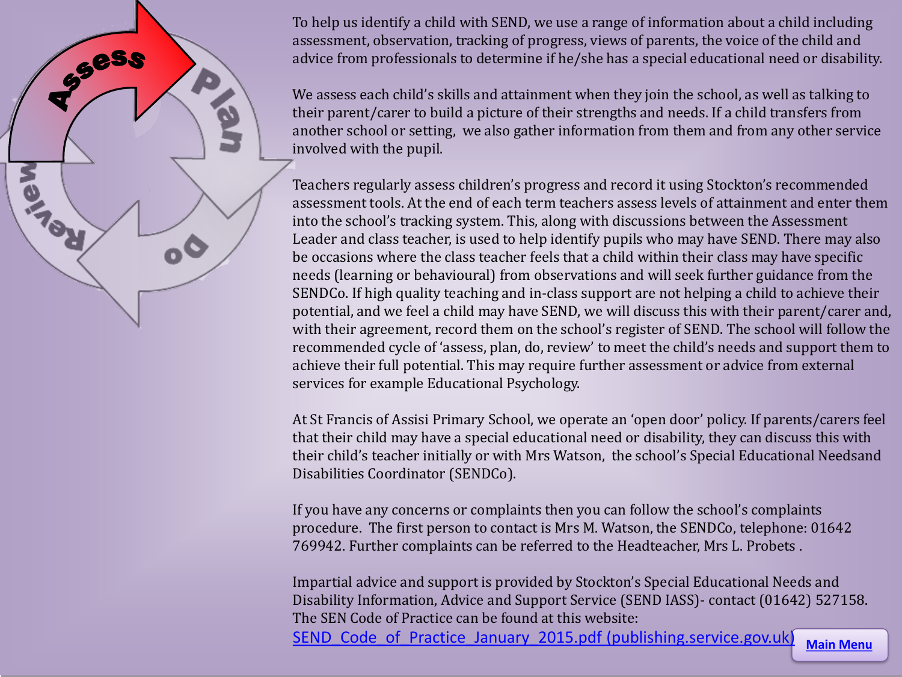To help us identify a child with SEND, we use a range of information about a child including assessment, observation, tracking of progress, views of parents, the voice of the child and advice from professionals to determine if he/she has a special educational need or disability.

We assess each child's skills and attainment when they join the school, as well as talking to their parent/carer to build a picture of their strengths and needs. If a child transfers from another school or setting, we also gather information from them and from any other service involved with the pupil.

Teachers regularly assess children's progress and record it using Stockton's recommended assessment tools. At the end of each term teachers assess levels of attainment and enter them into the school's tracking system. This, along with discussions between the Assessment Leader and class teacher, is used to help identify pupils who may have SEND. There may also be occasions where the class teacher feels that a child within their class may have specific needs (learning or behavioural) from observations and will seek further guidance from the SENDCo. If high quality teaching and in-class support are not helping a child to achieve their potential, and we feel a child may have SEND, we will discuss this with their parent/carer and, with their agreement, record them on the school's register of SEND. The school will follow the recommended cycle of 'assess, plan, do, review' to meet the child's needs and support them to achieve their full potential. This may require further assessment or advice from external services for example Educational Psychology.

At St Francis of Assisi Primary School, we operate an 'open door' policy. If parents/carers feel that their child may have a special educational need or disability, they can discuss this with their child's teacher initially or with Mrs Watson, the school's Special Educational Needsand Disabilities Coordinator (SENDCo).

If you have any concerns or complaints then you can follow the school's complaints procedure. The first person to contact is Mrs M. Watson, the SENDCo, telephone: 01642 769942. Further complaints can be referred to the Headteacher, Mrs L. Probets .

Impartial advice and support is provided by Stockton's Special Educational Needs and Disability Information, Advice and Support Service (SEND IASS)- contact (01642) 527158. The SEN Code of Practice can be found at this website:
SEND_Code_of_Practice_January_2015.pdf (publishing.service.gov.uk)

Main Menu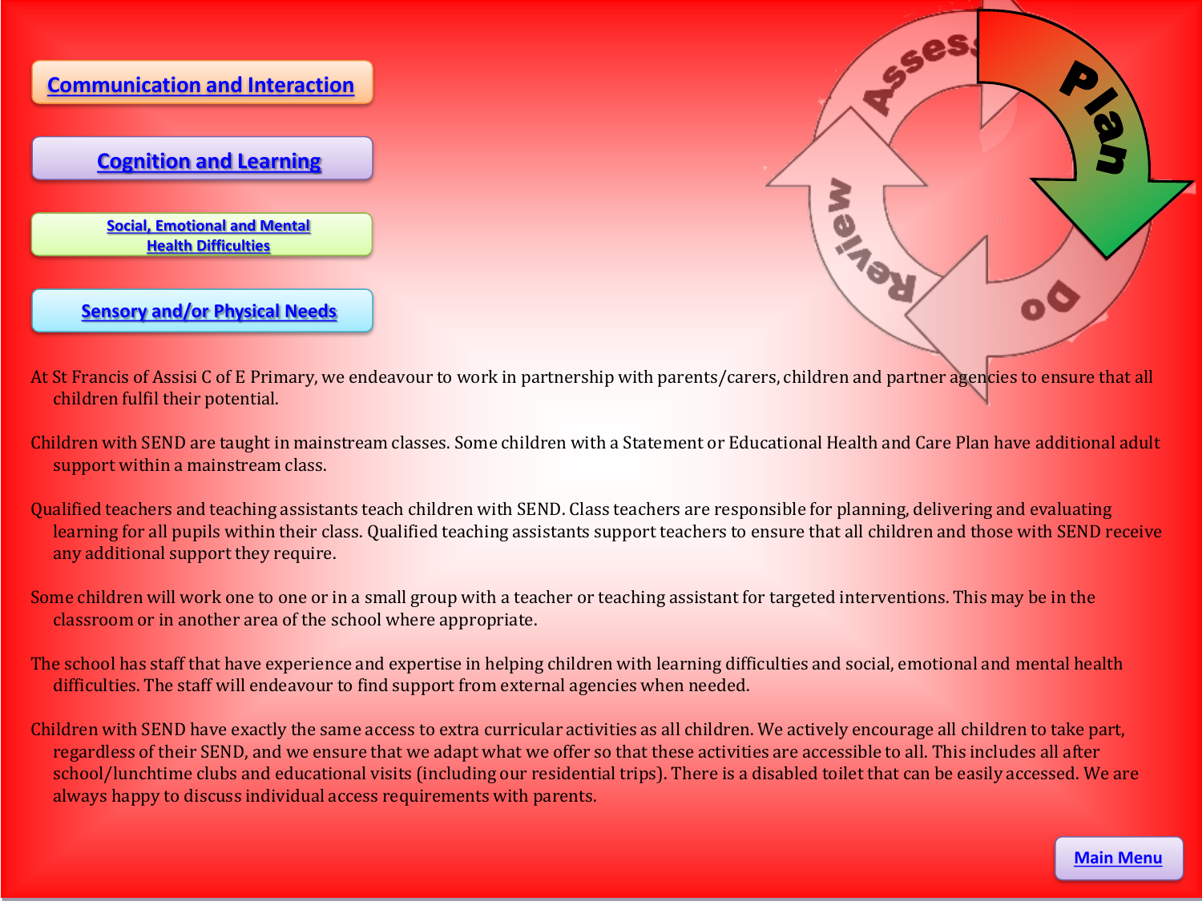Communication and Interaction

Cognition and Learning

Social, Emotional and Mental Health Difficulties

Sensory and/or Physical Needs

At St Francis of Assisi C of E Primary, we endeavour to work in partnership with parents/carers, children and partner agencies to ensure that all children fulfil their potential.

Children with SEND are taught in mainstream classes. Some children with a Statement or Educational Health and Care Plan have additional adult support within a mainstream class.

Qualified teachers and teaching assistants teach children with SEND. Class teachers are responsible for planning, delivering and evaluating learning for all pupils within their class. Qualified teaching assistants support teachers to ensure that all children and those with SEND receive any additional support they require.

Some children will work one to one or in a small group with a teacher or teaching assistant for targeted interventions. This may be in the classroom or in another area of the school where appropriate.

The school has staff that have experience and expertise in helping children with learning difficulties and social, emotional and mental health difficulties. The staff will endeavour to find support from external agencies when needed.

Children with SEND have exactly the same access to extra curricular activities as all children. We actively encourage all children to take part, regardless of their SEND, and we ensure that we adapt what we offer so that these activities are accessible to all. This includes all after school/lunchtime clubs and educational visits (including our residential trips). There is a disabled toilet that can be easily accessed. We are always happy to discuss individual access requirements with parents.

Main Menu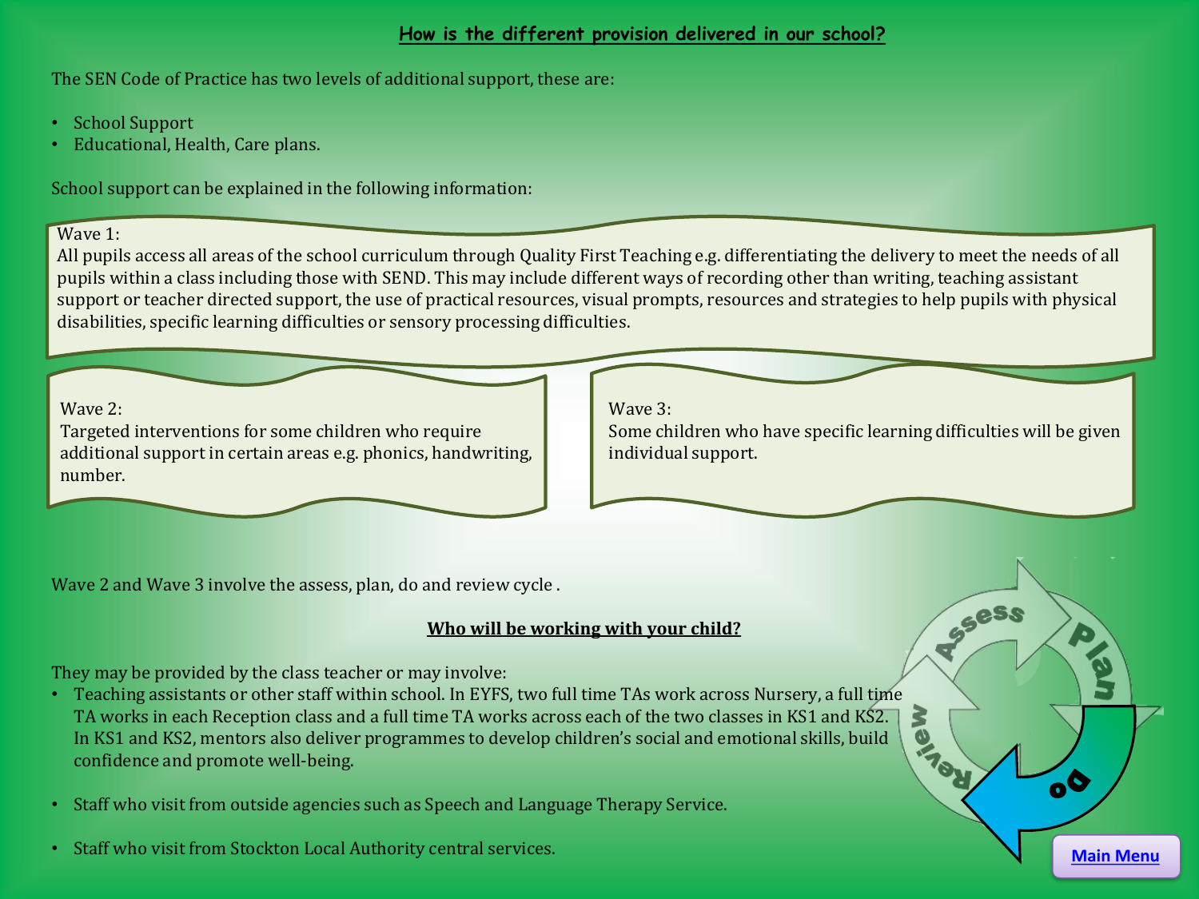## How is the different provision delivered in our school?

The SEN Code of Practice has two levels of additional support, these are:

- School Support
- Educational, Health, Care plans.

School support can be explained in the following information:

Wave 1:
All pupils access all areas of the school curriculum through Quality First Teaching e.g. differentiating the delivery to meet the needs of all pupils within a class including those with SEND. This may include different ways of recording other than writing, teaching assistant support or teacher directed support, the use of practical resources, visual prompts, resources and strategies to help pupils with physical disabilities, specific learning difficulties or sensory processing difficulties.

Wave 2:
Targeted interventions for some children who require additional support in certain areas e.g. phonics, handwriting, number.

Wave 3:
Some children who have specific learning difficulties will be given individual support.

Wave 2 and Wave 3 involve the assess, plan, do and review cycle .

Assess → Plan → Do → Review

## Who will be working with your child?

They may be provided by the class teacher or may involve:

- Teaching assistants or other staff within school. In EYFS, two full time TAs work across Nursery, a full time TA works in each Reception class and a full time TA works across each of the two classes in KS1 and KS2. In KS1 and KS2, mentors also deliver programmes to develop children's social and emotional skills, build confidence and promote well-being.
- Staff who visit from outside agencies such as Speech and Language Therapy Service.
- Staff who visit from Stockton Local Authority central services.

Main Menu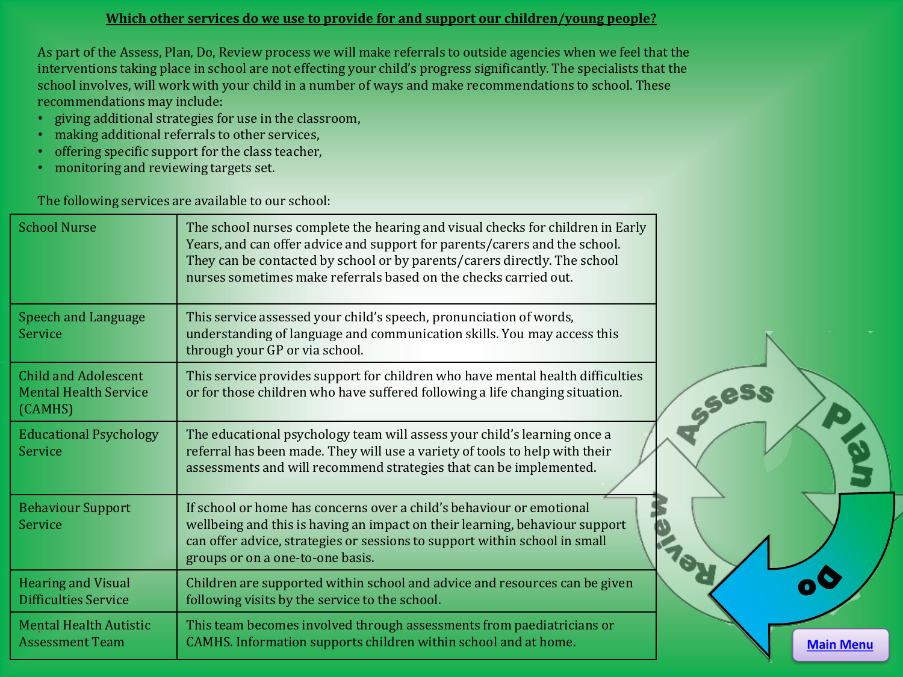## Which other services do we use to provide for and support our children/young people?

As part of the Assess, Plan, Do, Review process we will make referrals to outside agencies when we feel that the interventions taking place in school are not effecting your child's progress significantly. The specialists that the school involves, will work with your child in a number of ways and make recommendations to school. These recommendations may include:

- giving additional strategies for use in the classroom,
- making additional referrals to other services,
- offering specific support for the class teacher,
- monitoring and reviewing targets set.

The following services are available to our school:

| | |
|---|---|
| School Nurse | The school nurses complete the hearing and visual checks for children in Early Years, and can offer advice and support for parents/carers and the school. They can be contacted by school or by parents/carers directly. The school nurses sometimes make referrals based on the checks carried out. |
| Speech and Language Service | This service assessed your child's speech, pronunciation of words, understanding of language and communication skills. You may access this through your GP or via school. |
| Child and Adolescent Mental Health Service (CAMHS) | This service provides support for children who have mental health difficulties or for those children who have suffered following a life changing situation. |
| Educational Psychology Service | The educational psychology team will assess your child's learning once a referral has been made. They will use a variety of tools to help with their assessments and will recommend strategies that can be implemented. |
| Behaviour Support Service | If school or home has concerns over a child's behaviour or emotional wellbeing and this is having an impact on their learning, behaviour support can offer advice, strategies or sessions to support within school in small groups or on a one-to-one basis. |
| Hearing and Visual Difficulties Service | Children are supported within school and advice and resources can be given following visits by the service to the school. |
| Mental Health Autistic Assessment Team | This team becomes involved through assessments from paediatricians or CAMHS. Information supports children within school and at home. |

Main Menu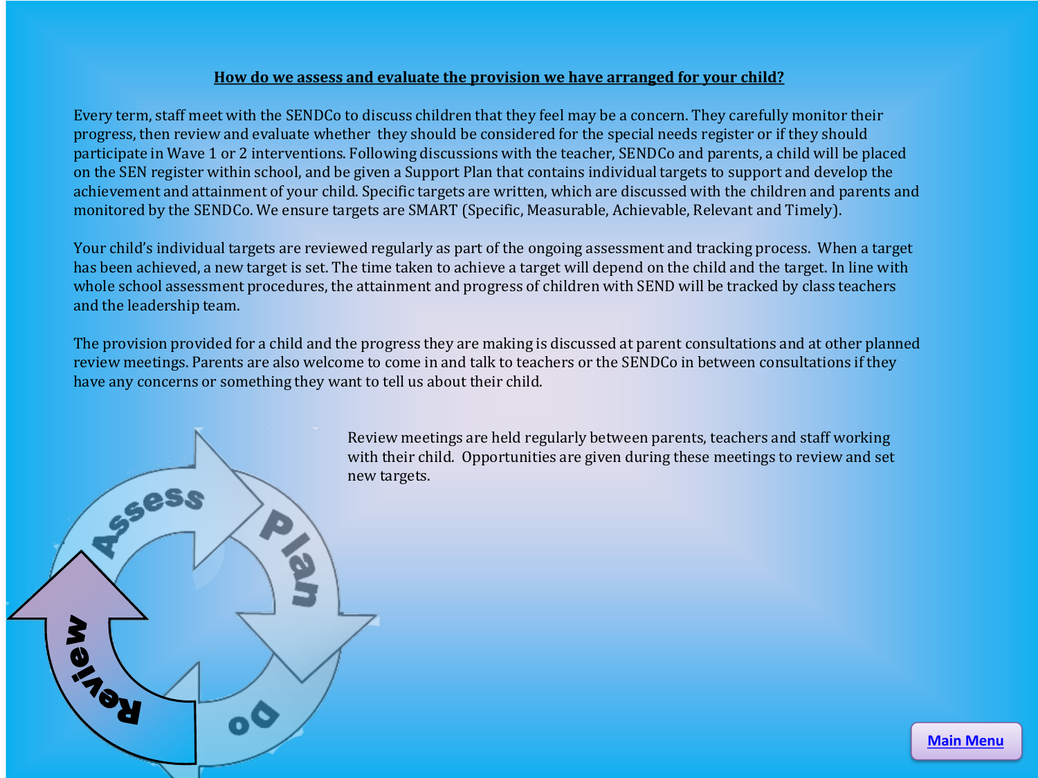## How do we assess and evaluate the provision we have arranged for your child?

Every term, staff meet with the SENDCo to discuss children that they feel may be a concern. They carefully monitor their progress, then review and evaluate whether they should be considered for the special needs register or if they should participate in Wave 1 or 2 interventions. Following discussions with the teacher, SENDCo and parents, a child will be placed on the SEN register within school, and be given a Support Plan that contains individual targets to support and develop the achievement and attainment of your child. Specific targets are written, which are discussed with the children and parents and monitored by the SENDCo. We ensure targets are SMART (Specific, Measurable, Achievable, Relevant and Timely).

Your child's individual targets are reviewed regularly as part of the ongoing assessment and tracking process. When a target has been achieved, a new target is set. The time taken to achieve a target will depend on the child and the target. In line with whole school assessment procedures, the attainment and progress of children with SEND will be tracked by class teachers and the leadership team.

The provision provided for a child and the progress they are making is discussed at parent consultations and at other planned review meetings. Parents are also welcome to come in and talk to teachers or the SENDCo in between consultations if they have any concerns or something they want to tell us about their child.

Assess → Plan → Do → Review

Review meetings are held regularly between parents, teachers and staff working with their child. Opportunities are given during these meetings to review and set new targets.

Main Menu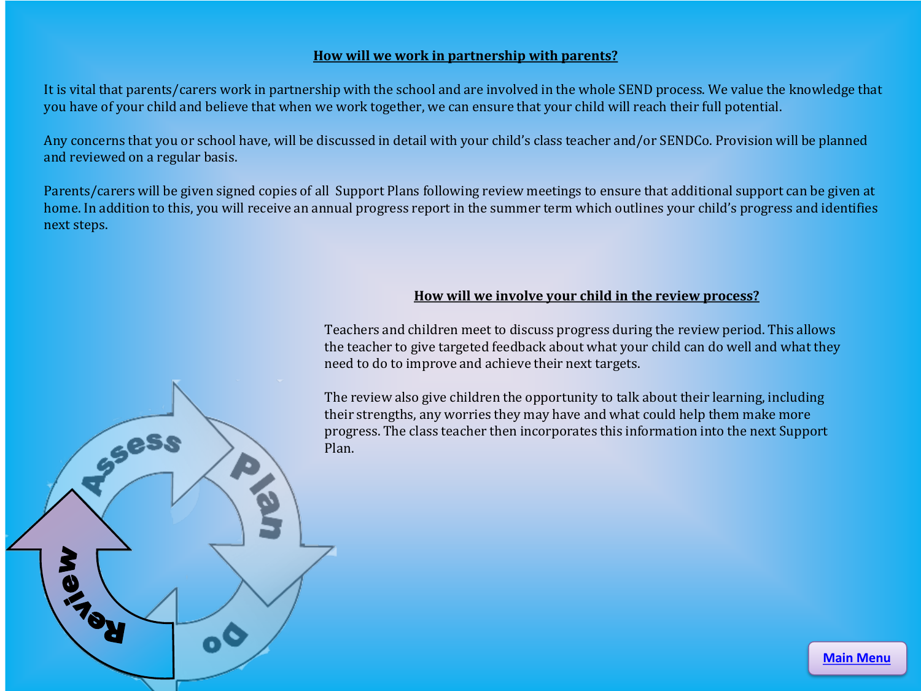## How will we work in partnership with parents?

It is vital that parents/carers work in partnership with the school and are involved in the whole SEND process. We value the knowledge that you have of your child and believe that when we work together, we can ensure that your child will reach their full potential.

Any concerns that you or school have, will be discussed in detail with your child's class teacher and/or SENDCo. Provision will be planned and reviewed on a regular basis.

Parents/carers will be given signed copies of all Support Plans following review meetings to ensure that additional support can be given at home. In addition to this, you will receive an annual progress report in the summer term which outlines your child's progress and identifies next steps.

## How will we involve your child in the review process?

Teachers and children meet to discuss progress during the review period. This allows the teacher to give targeted feedback about what your child can do well and what they need to do to improve and achieve their next targets.

The review also give children the opportunity to talk about their learning, including their strengths, any worries they may have and what could help them make more progress. The class teacher then incorporates this information into the next Support Plan.

Assess
Plan
Do
Review

Main Menu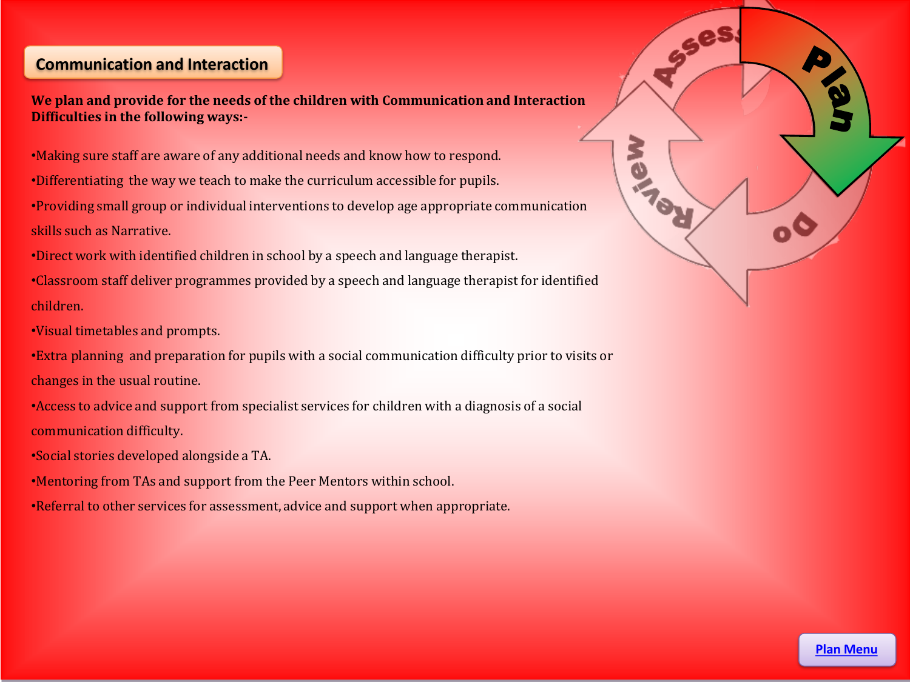## Communication and Interaction

**We plan and provide for the needs of the children with Communication and Interaction Difficulties in the following ways:-**

- Making sure staff are aware of any additional needs and know how to respond.
- Differentiating the way we teach to make the curriculum accessible for pupils.
- Providing small group or individual interventions to develop age appropriate communication skills such as Narrative.
- Direct work with identified children in school by a speech and language therapist.
- Classroom staff deliver programmes provided by a speech and language therapist for identified children.
- Visual timetables and prompts.
- Extra planning and preparation for pupils with a social communication difficulty prior to visits or changes in the usual routine.
- Access to advice and support from specialist services for children with a diagnosis of a social communication difficulty.
- Social stories developed alongside a TA.
- Mentoring from TAs and support from the Peer Mentors within school.
- Referral to other services for assessment, advice and support when appropriate.

Plan Menu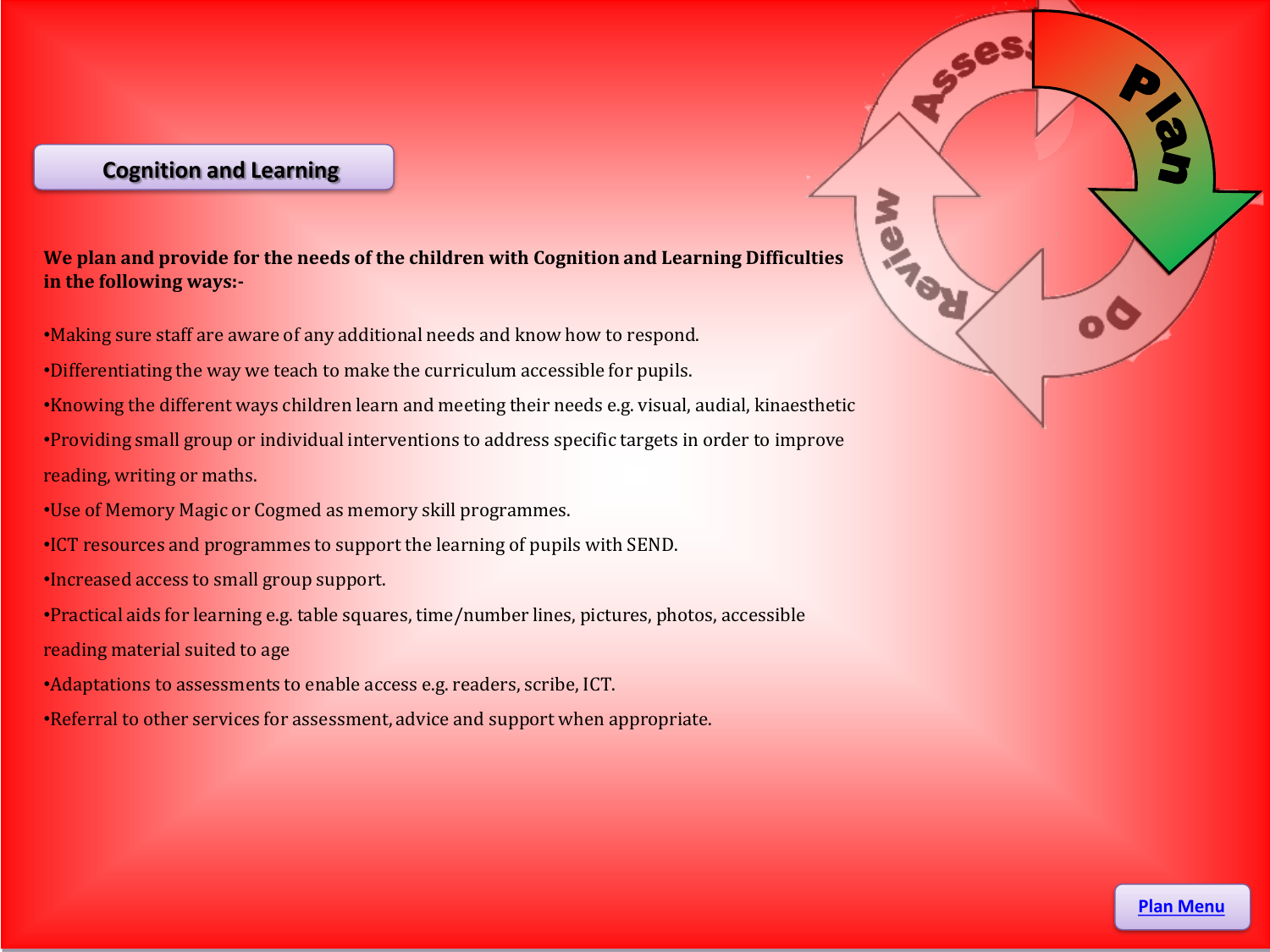## Cognition and Learning

**We plan and provide for the needs of the children with Cognition and Learning Difficulties in the following ways:-**

- Making sure staff are aware of any additional needs and know how to respond.
- Differentiating the way we teach to make the curriculum accessible for pupils.
- Knowing the different ways children learn and meeting their needs e.g. visual, audial, kinaesthetic
- Providing small group or individual interventions to address specific targets in order to improve reading, writing or maths.
- Use of Memory Magic or Cogmed as memory skill programmes.
- ICT resources and programmes to support the learning of pupils with SEND.
- Increased access to small group support.
- Practical aids for learning e.g. table squares, time/number lines, pictures, photos, accessible reading material suited to age
- Adaptations to assessments to enable access e.g. readers, scribe, ICT.
- Referral to other services for assessment, advice and support when appropriate.

Plan Menu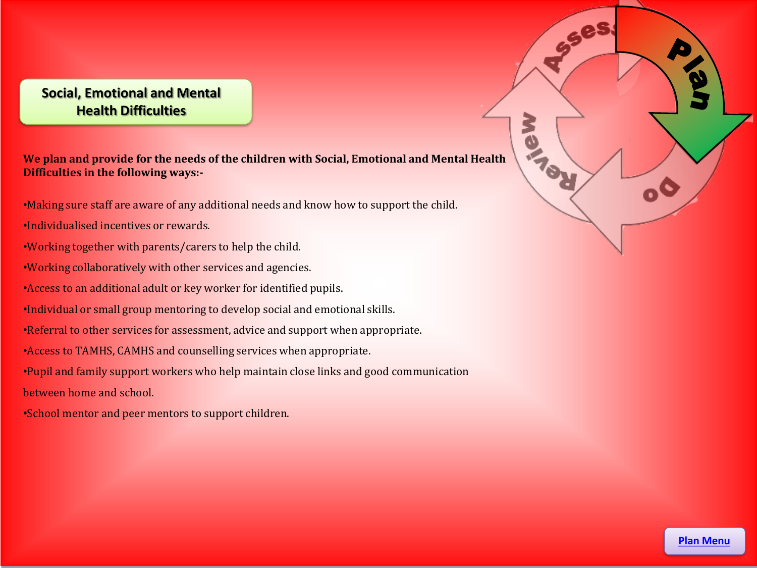## Social, Emotional and Mental Health Difficulties

**We plan and provide for the needs of the children with Social, Emotional and Mental Health Difficulties in the following ways:-**

- Making sure staff are aware of any additional needs and know how to support the child.
- Individualised incentives or rewards.
- Working together with parents/carers to help the child.
- Working collaboratively with other services and agencies.
- Access to an additional adult or key worker for identified pupils.
- Individual or small group mentoring to develop social and emotional skills.
- Referral to other services for assessment, advice and support when appropriate.
- Access to TAMHS, CAMHS and counselling services when appropriate.
- Pupil and family support workers who help maintain close links and good communication between home and school.
- School mentor and peer mentors to support children.

Plan Menu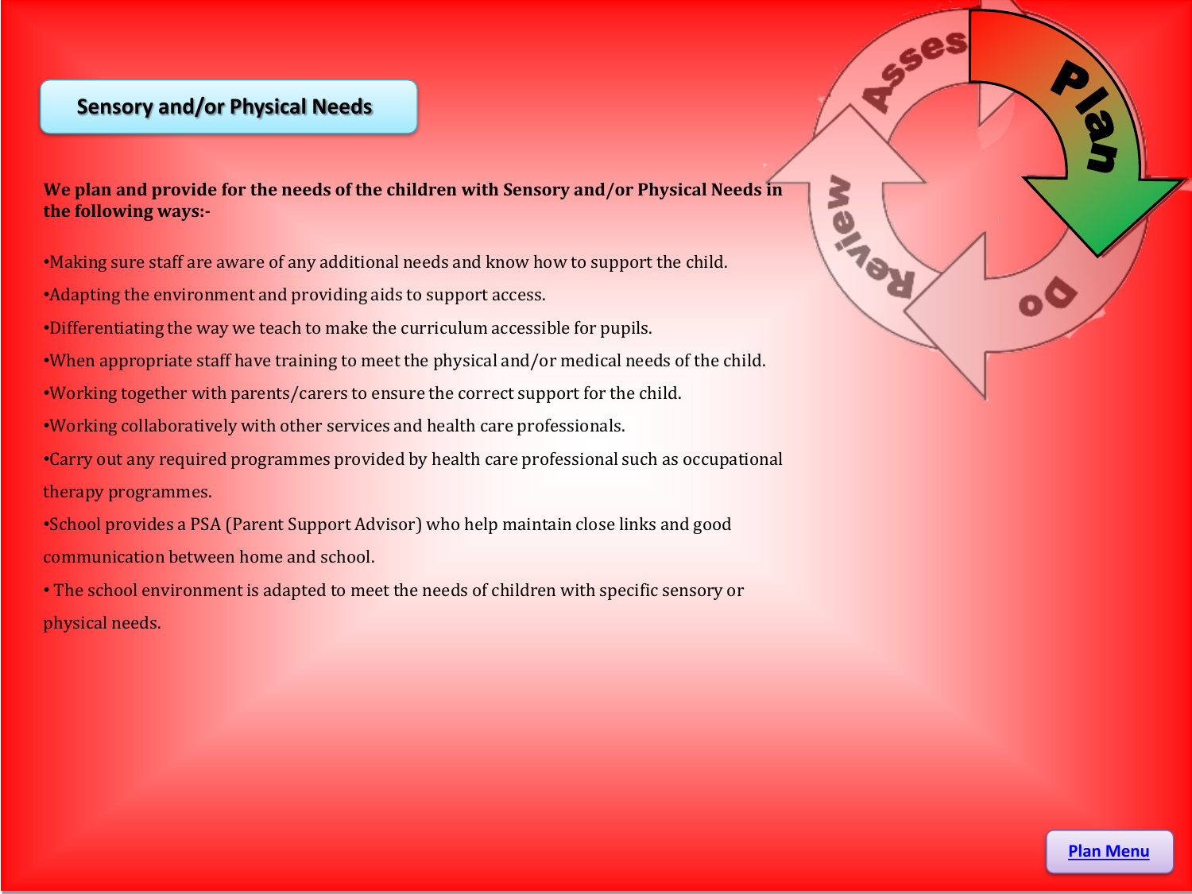## Sensory and/or Physical Needs

**We plan and provide for the needs of the children with Sensory and/or Physical Needs in the following ways:-**

- Making sure staff are aware of any additional needs and know how to support the child.
- Adapting the environment and providing aids to support access.
- Differentiating the way we teach to make the curriculum accessible for pupils.
- When appropriate staff have training to meet the physical and/or medical needs of the child.
- Working together with parents/carers to ensure the correct support for the child.
- Working collaboratively with other services and health care professionals.
- Carry out any required programmes provided by health care professional such as occupational therapy programmes.
- School provides a PSA (Parent Support Advisor) who help maintain close links and good communication between home and school.
- The school environment is adapted to meet the needs of children with specific sensory or physical needs.

Asses | Plan | Do | Review

Plan Menu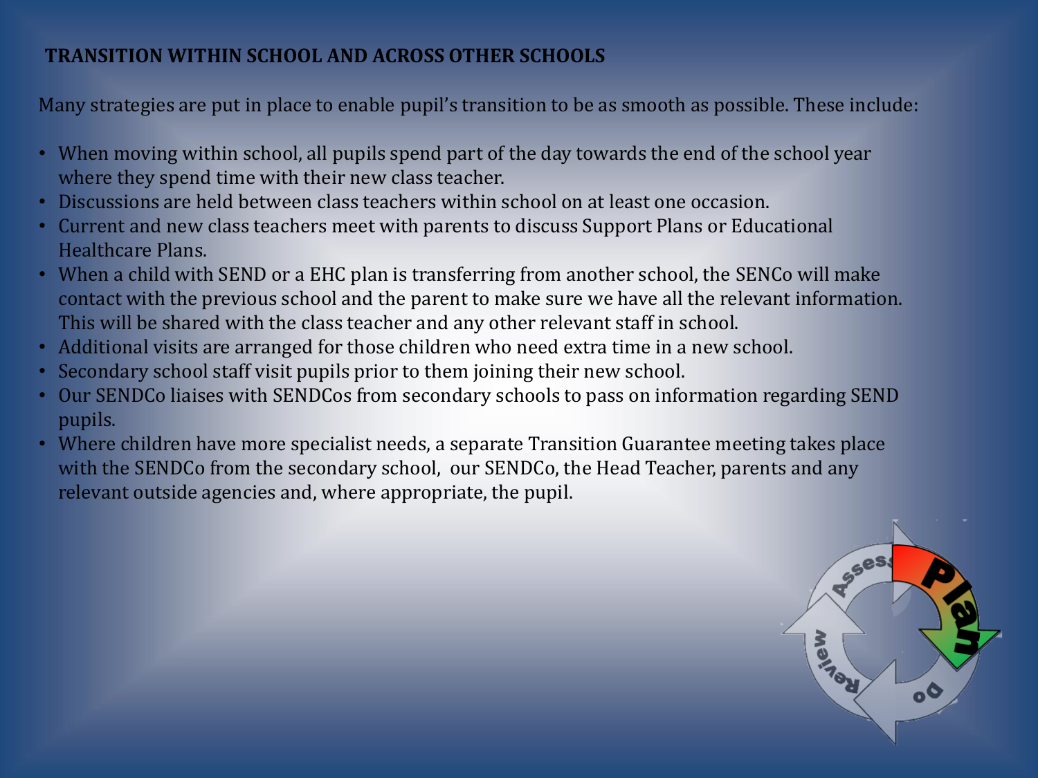## TRANSITION WITHIN SCHOOL AND ACROSS OTHER SCHOOLS

Many strategies are put in place to enable pupil's transition to be as smooth as possible. These include:

- When moving within school, all pupils spend part of the day towards the end of the school year where they spend time with their new class teacher.
- Discussions are held between class teachers within school on at least one occasion.
- Current and new class teachers meet with parents to discuss Support Plans or Educational Healthcare Plans.
- When a child with SEND or a EHC plan is transferring from another school, the SENCo will make contact with the previous school and the parent to make sure we have all the relevant information. This will be shared with the class teacher and any other relevant staff in school.
- Additional visits are arranged for those children who need extra time in a new school.
- Secondary school staff visit pupils prior to them joining their new school.
- Our SENDCo liaises with SENDCos from secondary schools to pass on information regarding SEND pupils.
- Where children have more specialist needs, a separate Transition Guarantee meeting takes place with the SENDCo from the secondary school, our SENDCo, the Head Teacher, parents and any relevant outside agencies and, where appropriate, the pupil.

Assess
Plan
Do
Review